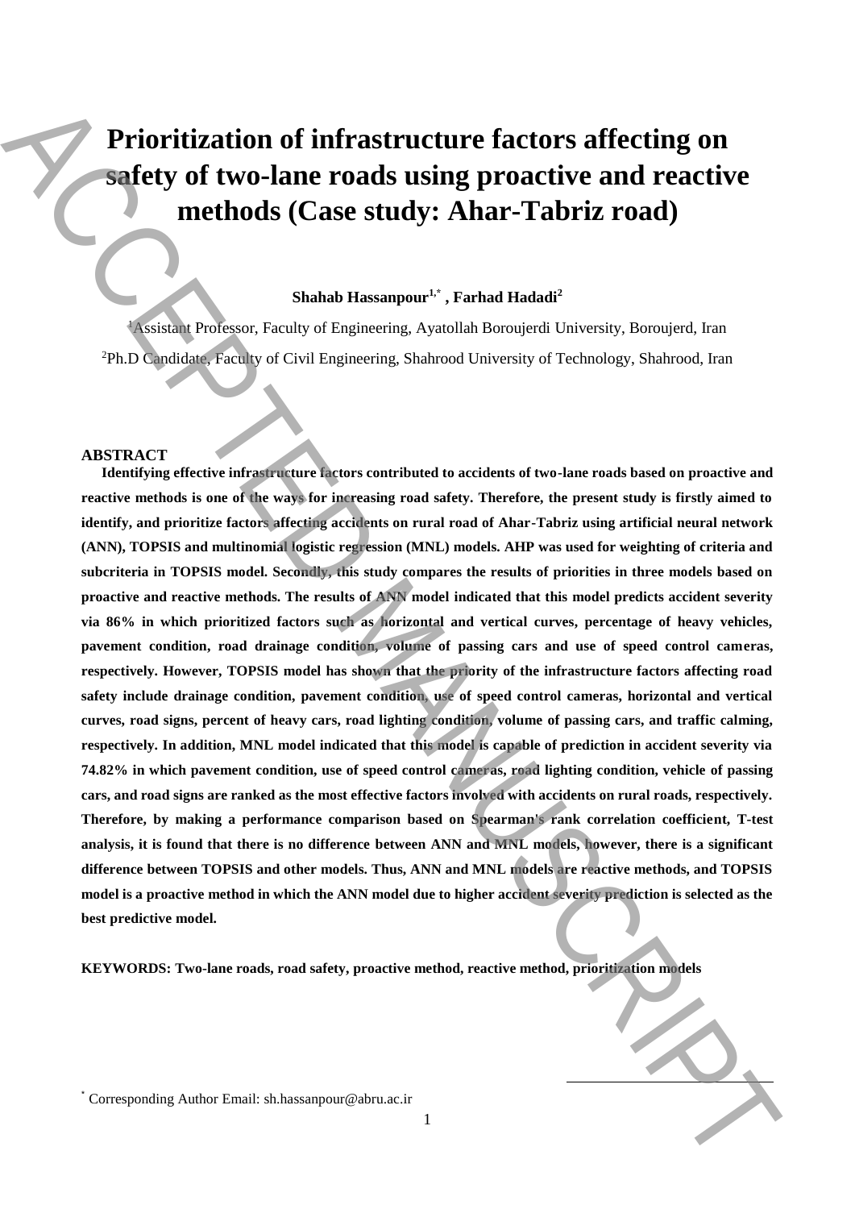# Prioritization of infrastructure factors affecting on safety of two-lane roads using proactive and reactive methods (Case study: Ahar-Tabriz road)

**Shahab Hassanpour[1,*] , Farhad Hadadi[2]**

[1]Assistant Professor, Faculty of Engineering, Ayatollah Boroujerdi University, Boroujerd, Iran

[2]Ph.D Candidate, Faculty of Civil Engineering, Shahrood University of Technology, Shahrood, Iran

## ABSTRACT

**Identifying effective infrastructure factors contributed to accidents of two-lane roads based on proactive and reactive methods is one of the ways for increasing road safety. Therefore, the present study is firstly aimed to identify, and prioritize factors affecting accidents on rural road of Ahar-Tabriz using artificial neural network (ANN), TOPSIS and multinomial logistic regression (MNL) models. AHP was used for weighting of criteria and subcriteria in TOPSIS model. Secondly, this study compares the results of priorities in three models based on proactive and reactive methods. The results of ANN model indicated that this model predicts accident severity via 86% in which prioritized factors such as horizontal and vertical curves, percentage of heavy vehicles, pavement condition, road drainage condition, volume of passing cars and use of speed control cameras, respectively. However, TOPSIS model has shown that the priority of the infrastructure factors affecting road safety include drainage condition, pavement condition, use of speed control cameras, horizontal and vertical curves, road signs, percent of heavy cars, road lighting condition, volume of passing cars, and traffic calming, respectively. In addition, MNL model indicated that this model is capable of prediction in accident severity via 74.82% in which pavement condition, use of speed control cameras, road lighting condition, vehicle of passing cars, and road signs are ranked as the most effective factors involved with accidents on rural roads, respectively. Therefore, by making a performance comparison based on Spearman's rank correlation coefficient, T-test analysis, it is found that there is no difference between ANN and MNL models, however, there is a significant difference between TOPSIS and other models. Thus, ANN and MNL models are reactive methods, and TOPSIS model is a proactive method in which the ANN model due to higher accident severity prediction is selected as the best predictive model.**

**KEYWORDS: Two-lane roads, road safety, proactive method, reactive method, prioritization models**

[*] Corresponding Author Email: sh.hassanpour@abru.ac.ir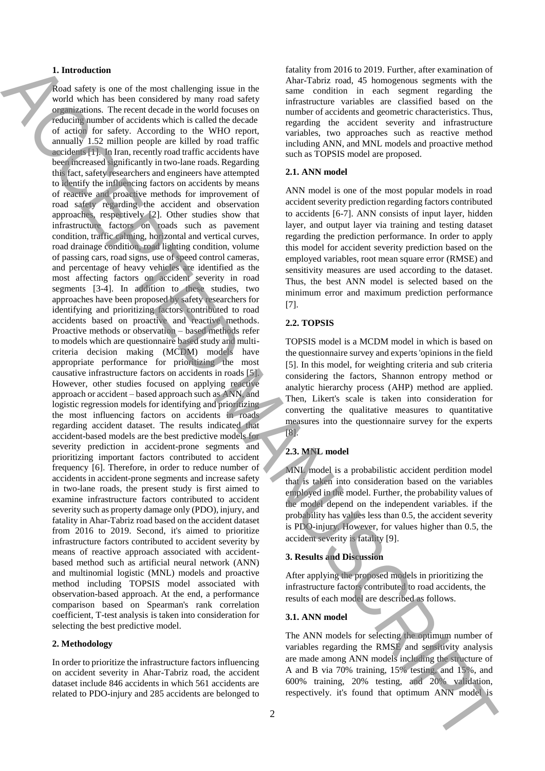## 1. Introduction

Road safety is one of the most challenging issue in the world which has been considered by many road safety organizations. The recent decade in the world focuses on reducing number of accidents which is called the decade of action for safety. According to the WHO report, annually 1.52 million people are killed by road traffic accidents [1]. In Iran, recently road traffic accidents have been increased significantly in two-lane roads. Regarding this fact, safety researchers and engineers have attempted to identify the influencing factors on accidents by means of reactive and proactive methods for improvement of road safety regarding the accident and observation approaches, respectively [2]. Other studies show that infrastructure factors on roads such as pavement condition, traffic calming, horizontal and vertical curves, road drainage condition, road lighting condition, volume of passing cars, road signs, use of speed control cameras, and percentage of heavy vehicles are identified as the most affecting factors on accident severity in road segments [3-4]. In addition to these studies, two approaches have been proposed by safety researchers for identifying and prioritizing factors contributed to road accidents based on proactive and reactive methods. Proactive methods or observation – based methods refer to models which are questionnaire based study and multi-criteria decision making (MCDM) models have appropriate performance for prioritizing the most causative infrastructure factors on accidents in roads [5]. However, other studies focused on applying reactive approach or accident – based approach such as ANN, and logistic regression models for identifying and prioritizing the most influencing factors on accidents in roads regarding accident dataset. The results indicated that accident-based models are the best predictive models for severity prediction in accident-prone segments and prioritizing important factors contributed to accident frequency [6]. Therefore, in order to reduce number of accidents in accident-prone segments and increase safety in two-lane roads, the present study is first aimed to examine infrastructure factors contributed to accident severity such as property damage only (PDO), injury, and fatality in Ahar-Tabriz road based on the accident dataset from 2016 to 2019. Second, it's aimed to prioritize infrastructure factors contributed to accident severity by means of reactive approach associated with accident-based method such as artificial neural network (ANN) and multinomial logistic (MNL) models and proactive method including TOPSIS model associated with observation-based approach. At the end, a performance comparison based on Spearman's rank correlation coefficient, T-test analysis is taken into consideration for selecting the best predictive model.

## 2. Methodology

In order to prioritize the infrastructure factors influencing on accident severity in Ahar-Tabriz road, the accident dataset include 846 accidents in which 561 accidents are related to PDO-injury and 285 accidents are belonged to fatality from 2016 to 2019. Further, after examination of Ahar-Tabriz road, 45 homogenous segments with the same condition in each segment regarding the infrastructure variables are classified based on the number of accidents and geometric characteristics. Thus, regarding the accident severity and infrastructure variables, two approaches such as reactive method including ANN, and MNL models and proactive method such as TOPSIS model are proposed.

### 2.1. ANN model

ANN model is one of the most popular models in road accident severity prediction regarding factors contributed to accidents [6-7]. ANN consists of input layer, hidden layer, and output layer via training and testing dataset regarding the prediction performance. In order to apply this model for accident severity prediction based on the employed variables, root mean square error (RMSE) and sensitivity measures are used according to the dataset. Thus, the best ANN model is selected based on the minimum error and maximum prediction performance [7].

### 2.2. TOPSIS

TOPSIS model is a MCDM model in which is based on the questionnaire survey and experts 'opinions in the field [5]. In this model, for weighting criteria and sub criteria considering the factors, Shannon entropy method or analytic hierarchy process (AHP) method are applied. Then, Likert's scale is taken into consideration for converting the qualitative measures to quantitative measures into the questionnaire survey for the experts [8].

### 2.3. MNL model

MNL model is a probabilistic accident perdition model that is taken into consideration based on the variables employed in the model. Further, the probability values of the model depend on the independent variables. if the probability has values less than 0.5, the accident severity is PDO-injury. However, for values higher than 0.5, the accident severity is fatality [9].

## 3. Results and Discussion

After applying the proposed models in prioritizing the infrastructure factors contributed to road accidents, the results of each model are described as follows.

### 3.1. ANN model

The ANN models for selecting the optimum number of variables regarding the RMSE and sensitivity analysis are made among ANN models including the structure of A and B via 70% training, 15% testing, and 15%, and 600% training, 20% testing, and 20% validation, respectively. it's found that optimum ANN model is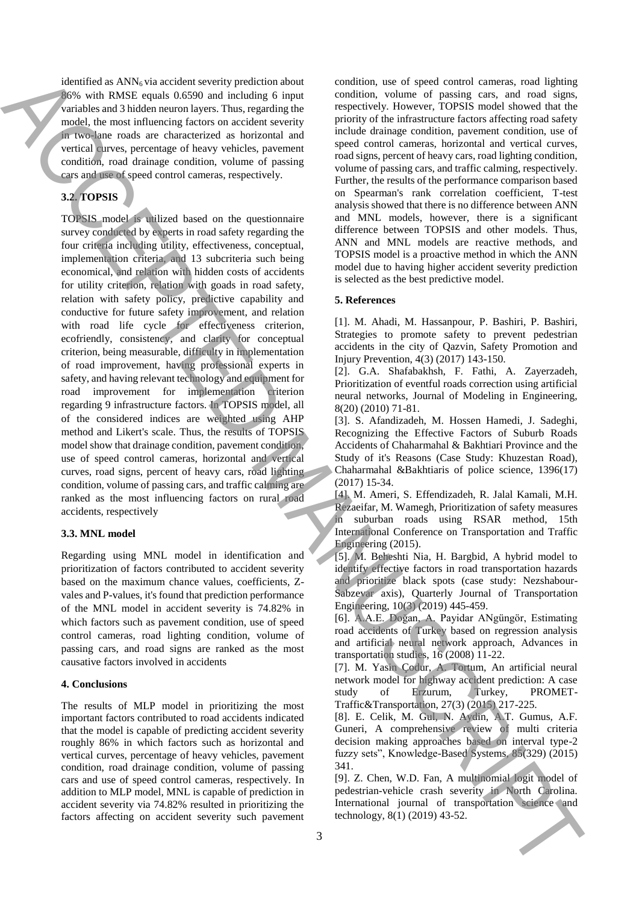identified as $ANN_6$ via accident severity prediction about 86% with RMSE equals 0.6590 and including 6 input variables and 3 hidden neuron layers. Thus, regarding the model, the most influencing factors on accident severity in two-lane roads are characterized as horizontal and vertical curves, percentage of heavy vehicles, pavement condition, road drainage condition, volume of passing cars and use of speed control cameras, respectively.

### 3.2. TOPSIS

TOPSIS model is utilized based on the questionnaire survey conducted by experts in road safety regarding the four criteria including utility, effectiveness, conceptual, implementation criteria, and 13 subcriteria such being economical, and relation with hidden costs of accidents for utility criterion, relation with goads in road safety, relation with safety policy, predictive capability and conductive for future safety improvement, and relation with road life cycle for effectiveness criterion, ecofriendly, consistency, and clarity for conceptual criterion, being measurable, difficulty in implementation of road improvement, having professional experts in safety, and having relevant technology and equipment for road improvement for implementation criterion regarding 9 infrastructure factors. In TOPSIS model, all of the considered indices are weighted using AHP method and Likert's scale. Thus, the results of TOPSIS model show that drainage condition, pavement condition, use of speed control cameras, horizontal and vertical curves, road signs, percent of heavy cars, road lighting condition, volume of passing cars, and traffic calming are ranked as the most influencing factors on rural road accidents, respectively

### 3.3. MNL model

Regarding using MNL model in identification and prioritization of factors contributed to accident severity based on the maximum chance values, coefficients, Z-vales and P-values, it's found that prediction performance of the MNL model in accident severity is 74.82% in which factors such as pavement condition, use of speed control cameras, road lighting condition, volume of passing cars, and road signs are ranked as the most causative factors involved in accidents

## 4. Conclusions

The results of MLP model in prioritizing the most important factors contributed to road accidents indicated that the model is capable of predicting accident severity roughly 86% in which factors such as horizontal and vertical curves, percentage of heavy vehicles, pavement condition, road drainage condition, volume of passing cars and use of speed control cameras, respectively. In addition to MLP model, MNL is capable of prediction in accident severity via 74.82% resulted in prioritizing the factors affecting on accident severity such pavement condition, use of speed control cameras, road lighting condition, volume of passing cars, and road signs, respectively. However, TOPSIS model showed that the priority of the infrastructure factors affecting road safety include drainage condition, pavement condition, use of speed control cameras, horizontal and vertical curves, road signs, percent of heavy cars, road lighting condition, volume of passing cars, and traffic calming, respectively. Further, the results of the performance comparison based on Spearman's rank correlation coefficient, T-test analysis showed that there is no difference between ANN and MNL models, however, there is a significant difference between TOPSIS and other models. Thus, ANN and MNL models are reactive methods, and TOPSIS model is a proactive method in which the ANN model due to having higher accident severity prediction is selected as the best predictive model.

## 5. References

[1]. M. Ahadi, M. Hassanpour, P. Bashiri, P. Bashiri, Strategies to promote safety to prevent pedestrian accidents in the city of Qazvin, Safety Promotion and Injury Prevention, 4(3) (2017) 143-150.

[2]. G.A. Shafabakhsh, F. Fathi, A. Zayerzadeh, Prioritization of eventful roads correction using artificial neural networks, Journal of Modeling in Engineering, 8(20) (2010) 71-81.

[3]. S. Afandizadeh, M. Hossen Hamedi, J. Sadeghi, Recognizing the Effective Factors of Suburb Roads Accidents of Chaharmahal & Bakhtiari Province and the Study of it's Reasons (Case Study: Khuzestan Road), Chaharmahal &Bakhtiaris of police science, 1396(17) (2017) 15-34.

[4]. M. Ameri, S. Effendizadeh, R. Jalal Kamali, M.H. Rezaeifar, M. Wamegh, Prioritization of safety measures in suburban roads using RSAR method, 15th International Conference on Transportation and Traffic Engineering (2015).

[5]. M. Beheshti Nia, H. Bargbid, A hybrid model to identify effective factors in road transportation hazards and prioritize black spots (case study: Nezshabour-Sabzevar axis), Quarterly Journal of Transportation Engineering, 10(3) (2019) 445-459.

[6]. A.A.E. Dogan, A. Payidar ANgüngör, Estimating road accidents of Turkey based on regression analysis and artificial neural network approach, Advances in transportation studies, 16 (2008) 11-22.

[7]. M. Yasin Çodur, A. Tortum, An artificial neural network model for highway accident prediction: A case study of Erzurum, Turkey, PROMET-Traffic&Transportation, 27(3) (2015) 217-225.

[8]. E. Celik, M. Gul, N. Aydin, A.T. Gumus, A.F. Guneri, A comprehensive review of multi criteria decision making approaches based on interval type-2 fuzzy sets", Knowledge-Based Systems, 85(329) (2015) 341.

[9]. Z. Chen, W.D. Fan, A multinomial logit model of pedestrian-vehicle crash severity in North Carolina. International journal of transportation science and technology, 8(1) (2019) 43-52.